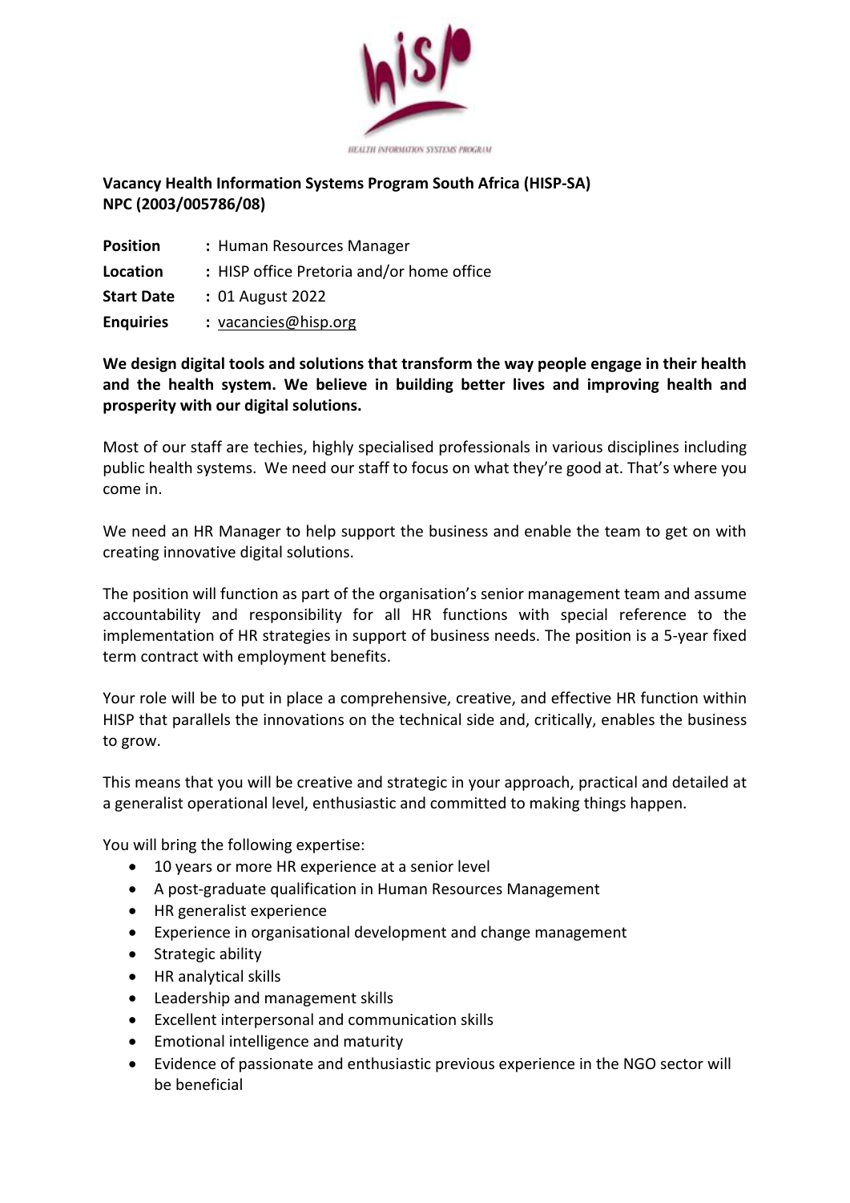HEALTH INFORMATION SYSTEMS PROGRAM

**Vacancy Health Information Systems Program South Africa (HISP-SA) NPC (2003/005786/08)**

**Position** : Human Resources Manager
**Location** : HISP office Pretoria and/or home office
**Start Date** : 01 August 2022
**Enquiries** : vacancies@hisp.org

**We design digital tools and solutions that transform the way people engage in their health and the health system. We believe in building better lives and improving health and prosperity with our digital solutions.**

Most of our staff are techies, highly specialised professionals in various disciplines including public health systems. We need our staff to focus on what they're good at. That's where you come in.

We need an HR Manager to help support the business and enable the team to get on with creating innovative digital solutions.

The position will function as part of the organisation's senior management team and assume accountability and responsibility for all HR functions with special reference to the implementation of HR strategies in support of business needs. The position is a 5-year fixed term contract with employment benefits.

Your role will be to put in place a comprehensive, creative, and effective HR function within HISP that parallels the innovations on the technical side and, critically, enables the business to grow.

This means that you will be creative and strategic in your approach, practical and detailed at a generalist operational level, enthusiastic and committed to making things happen.

You will bring the following expertise:

- 10 years or more HR experience at a senior level
- A post-graduate qualification in Human Resources Management
- HR generalist experience
- Experience in organisational development and change management
- Strategic ability
- HR analytical skills
- Leadership and management skills
- Excellent interpersonal and communication skills
- Emotional intelligence and maturity
- Evidence of passionate and enthusiastic previous experience in the NGO sector will be beneficial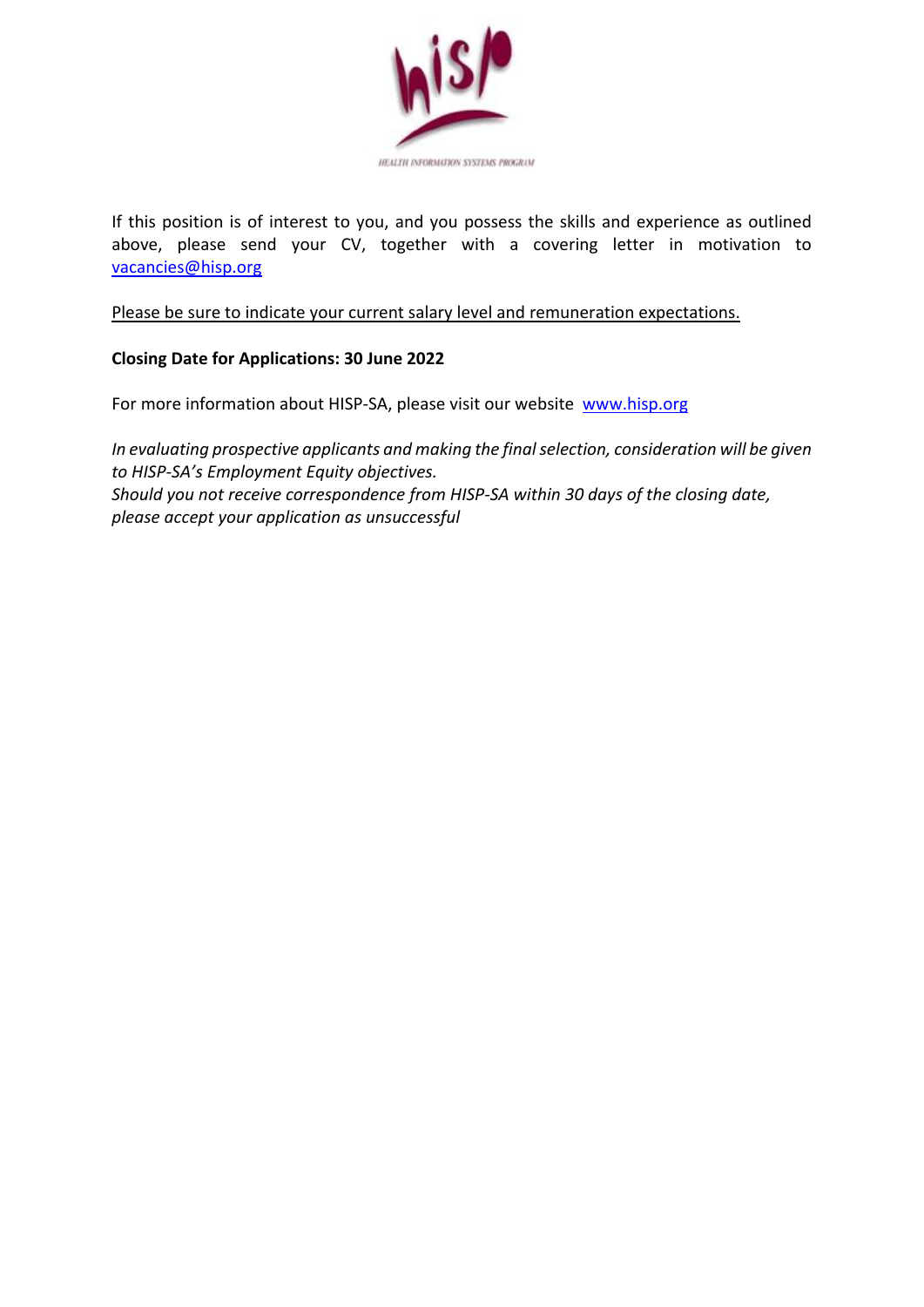If this position is of interest to you, and you possess the skills and experience as outlined above, please send your CV, together with a covering letter in motivation to vacancies@hisp.org

Please be sure to indicate your current salary level and remuneration expectations.

**Closing Date for Applications: 30 June 2022**

For more information about HISP-SA, please visit our website www.hisp.org

*In evaluating prospective applicants and making the final selection, consideration will be given to HISP-SA's Employment Equity objectives.*
*Should you not receive correspondence from HISP-SA within 30 days of the closing date, please accept your application as unsuccessful*